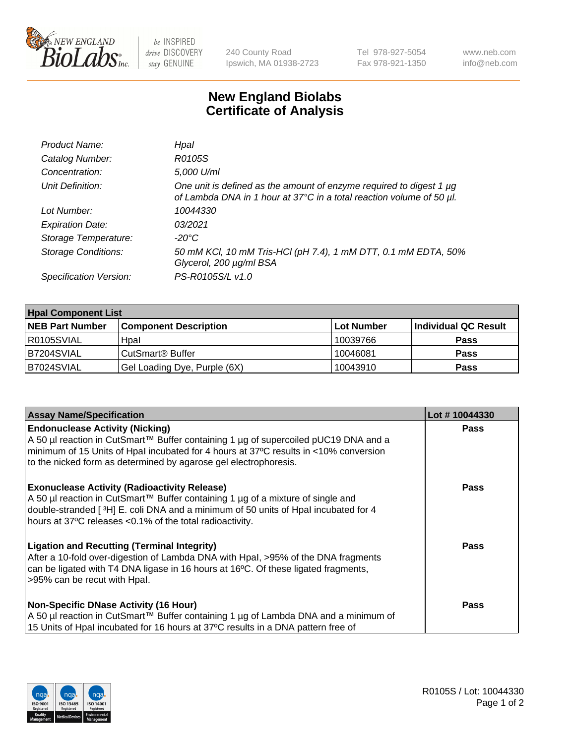240 County Road
Ipswich, MA 01938-2723

Tel 978-927-5054
Fax 978-921-1350

www.neb.com
info@neb.com

# New England Biolabs
# Certificate of Analysis

| | |
|---|---|
| *Product Name:* | *HpaI* |
| *Catalog Number:* | *R0105S* |
| *Concentration:* | *5,000 U/ml* |
| *Unit Definition:* | *One unit is defined as the amount of enzyme required to digest 1 µg of Lambda DNA in 1 hour at 37°C in a total reaction volume of 50 µl.* |
| *Lot Number:* | *10044330* |
| *Expiration Date:* | *03/2021* |
| *Storage Temperature:* | *-20°C* |
| *Storage Conditions:* | *50 mM KCl, 10 mM Tris-HCl (pH 7.4), 1 mM DTT, 0.1 mM EDTA, 50% Glycerol, 200 µg/ml BSA* |
| *Specification Version:* | *PS-R0105S/L v1.0* |

| HpaI Component List | | | |
|---|---|---|---|
| **NEB Part Number** | **Component Description** | **Lot Number** | **Individual QC Result** |
| R0105SVIAL | HpaI | 10039766 | **Pass** |
| B7204SVIAL | CutSmart® Buffer | 10046081 | **Pass** |
| B7024SVIAL | Gel Loading Dye, Purple (6X) | 10043910 | **Pass** |

| Assay Name/Specification | Lot # 10044330 |
|---|---|
| **Endonuclease Activity (Nicking)**<br>A 50 µl reaction in CutSmart™ Buffer containing 1 µg of supercoiled pUC19 DNA and a minimum of 15 Units of HpaI incubated for 4 hours at 37ºC results in <10% conversion to the nicked form as determined by agarose gel electrophoresis. | **Pass** |
| **Exonuclease Activity (Radioactivity Release)**<br>A 50 µl reaction in CutSmart™ Buffer containing 1 µg of a mixture of single and double-stranded [ $^3$H] E. coli DNA and a minimum of 50 units of HpaI incubated for 4 hours at 37ºC releases <0.1% of the total radioactivity. | **Pass** |
| **Ligation and Recutting (Terminal Integrity)**<br>After a 10-fold over-digestion of Lambda DNA with HpaI, >95% of the DNA fragments can be ligated with T4 DNA ligase in 16 hours at 16ºC. Of these ligated fragments, >95% can be recut with HpaI. | **Pass** |
| **Non-Specific DNase Activity (16 Hour)**<br>A 50 µl reaction in CutSmart™ Buffer containing 1 µg of Lambda DNA and a minimum of 15 Units of HpaI incubated for 16 hours at 37ºC results in a DNA pattern free of | **Pass** |

R0105S / Lot: 10044330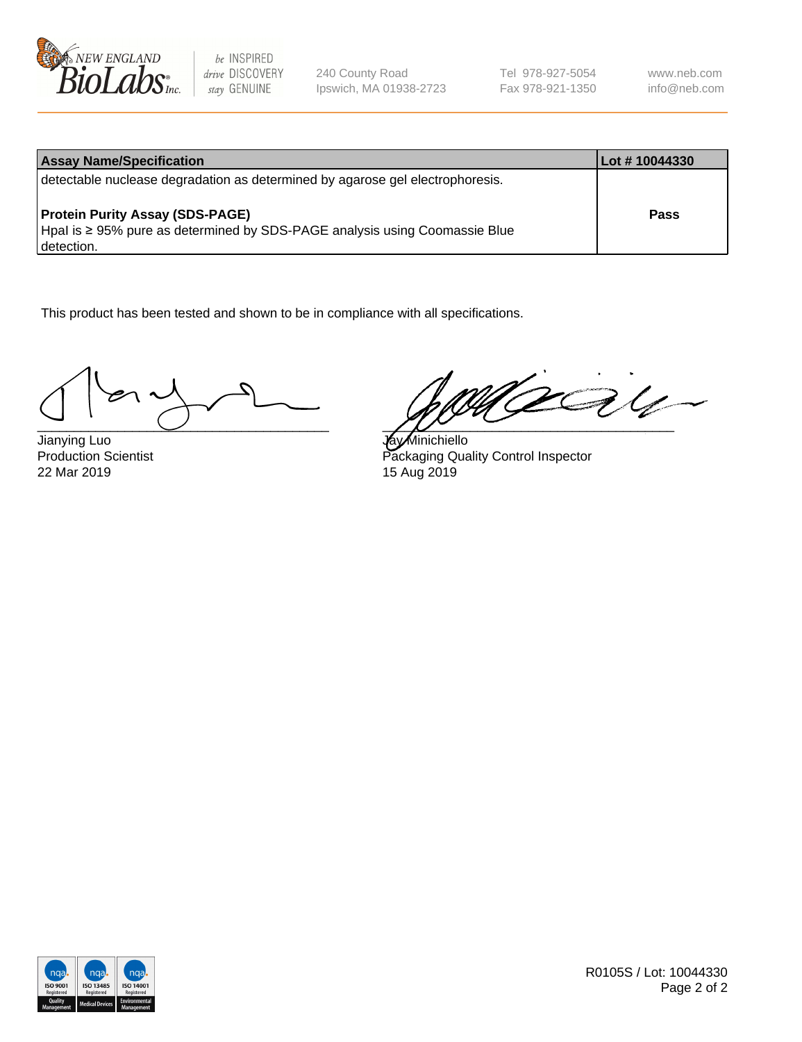| Assay Name/Specification | Lot # 10044330 |
|---|---|
| detectable nuclease degradation as determined by agarose gel electrophoresis. | |
| **Protein Purity Assay (SDS-PAGE)**<br>HpaI is ≥ 95% pure as determined by SDS-PAGE analysis using Coomassie Blue detection. | **Pass** |

This product has been tested and shown to be in compliance with all specifications.

Jianying Luo
Production Scientist
22 Mar 2019

Jay Minichiello
Packaging Quality Control Inspector
15 Aug 2019

R0105S / Lot: 10044330